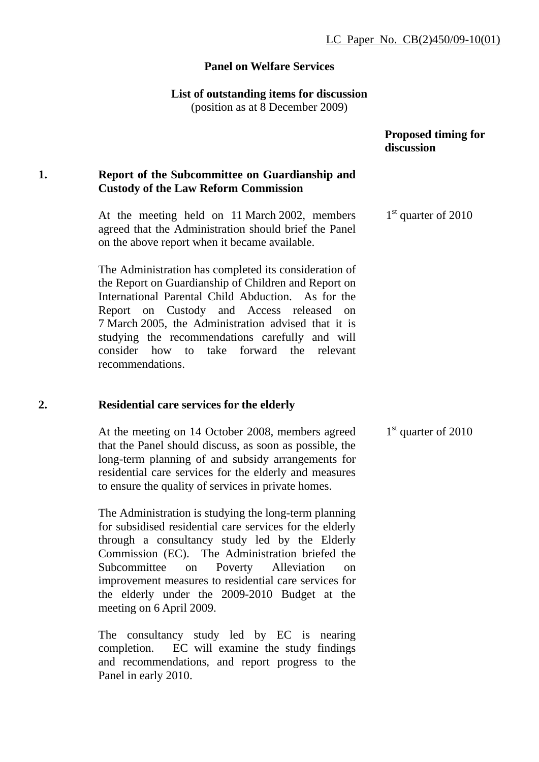LC Paper No. CB(2)450/09-10(01)

**Panel on Welfare Services**

**List of outstanding items for discussion**
(position as at 8 December 2009)

| | | **Proposed timing for discussion** |
|---|---|---|
| **1.** | **Report of the Subcommittee on Guardianship and Custody of the Law Reform Commission** | |
| | At the meeting held on 11 March 2002, members agreed that the Administration should brief the Panel on the above report when it became available. | 1st quarter of 2010 |
| | The Administration has completed its consideration of the Report on Guardianship of Children and Report on International Parental Child Abduction. As for the Report on Custody and Access released on 7 March 2005, the Administration advised that it is studying the recommendations carefully and will consider how to take forward the relevant recommendations. | |
| **2.** | **Residential care services for the elderly** | |
| | At the meeting on 14 October 2008, members agreed that the Panel should discuss, as soon as possible, the long-term planning of and subsidy arrangements for residential care services for the elderly and measures to ensure the quality of services in private homes. | 1st quarter of 2010 |
| | The Administration is studying the long-term planning for subsidised residential care services for the elderly through a consultancy study led by the Elderly Commission (EC). The Administration briefed the Subcommittee on Poverty Alleviation on improvement measures to residential care services for the elderly under the 2009-2010 Budget at the meeting on 6 April 2009. | |
| | The consultancy study led by EC is nearing completion. EC will examine the study findings and recommendations, and report progress to the Panel in early 2010. | |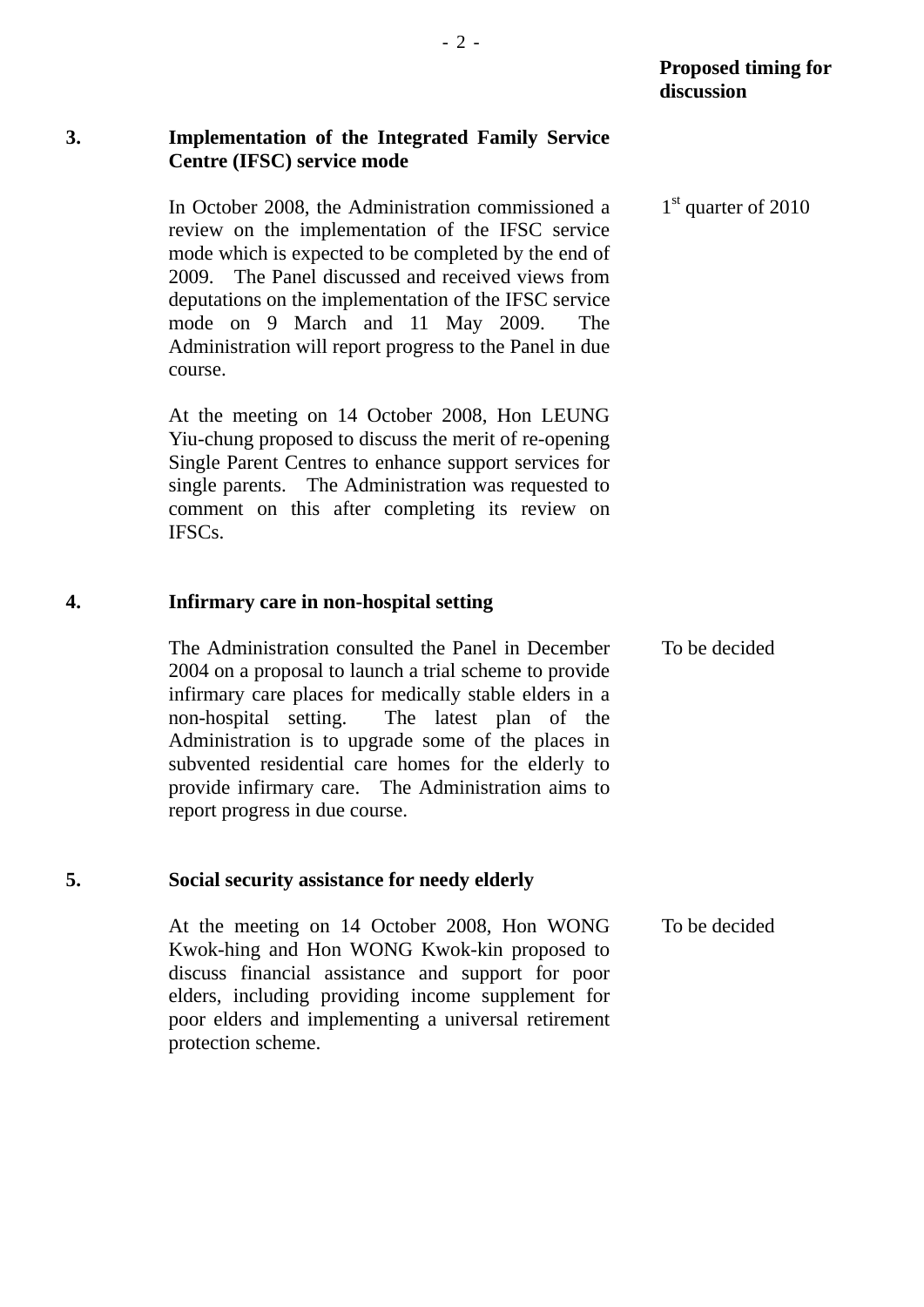| | | Proposed timing for discussion |
|---|---|---|
| **3.** | **Implementation of the Integrated Family Service Centre (IFSC) service mode** | |
| | In October 2008, the Administration commissioned a review on the implementation of the IFSC service mode which is expected to be completed by the end of 2009. The Panel discussed and received views from deputations on the implementation of the IFSC service mode on 9 March and 11 May 2009. The Administration will report progress to the Panel in due course. | 1st quarter of 2010 |
| | At the meeting on 14 October 2008, Hon LEUNG Yiu-chung proposed to discuss the merit of re-opening Single Parent Centres to enhance support services for single parents. The Administration was requested to comment on this after completing its review on IFSCs. | |
| **4.** | **Infirmary care in non-hospital setting** | |
| | The Administration consulted the Panel in December 2004 on a proposal to launch a trial scheme to provide infirmary care places for medically stable elders in a non-hospital setting. The latest plan of the Administration is to upgrade some of the places in subvented residential care homes for the elderly to provide infirmary care. The Administration aims to report progress in due course. | To be decided |
| **5.** | **Social security assistance for needy elderly** | |
| | At the meeting on 14 October 2008, Hon WONG Kwok-hing and Hon WONG Kwok-kin proposed to discuss financial assistance and support for poor elders, including providing income supplement for poor elders and implementing a universal retirement protection scheme. | To be decided |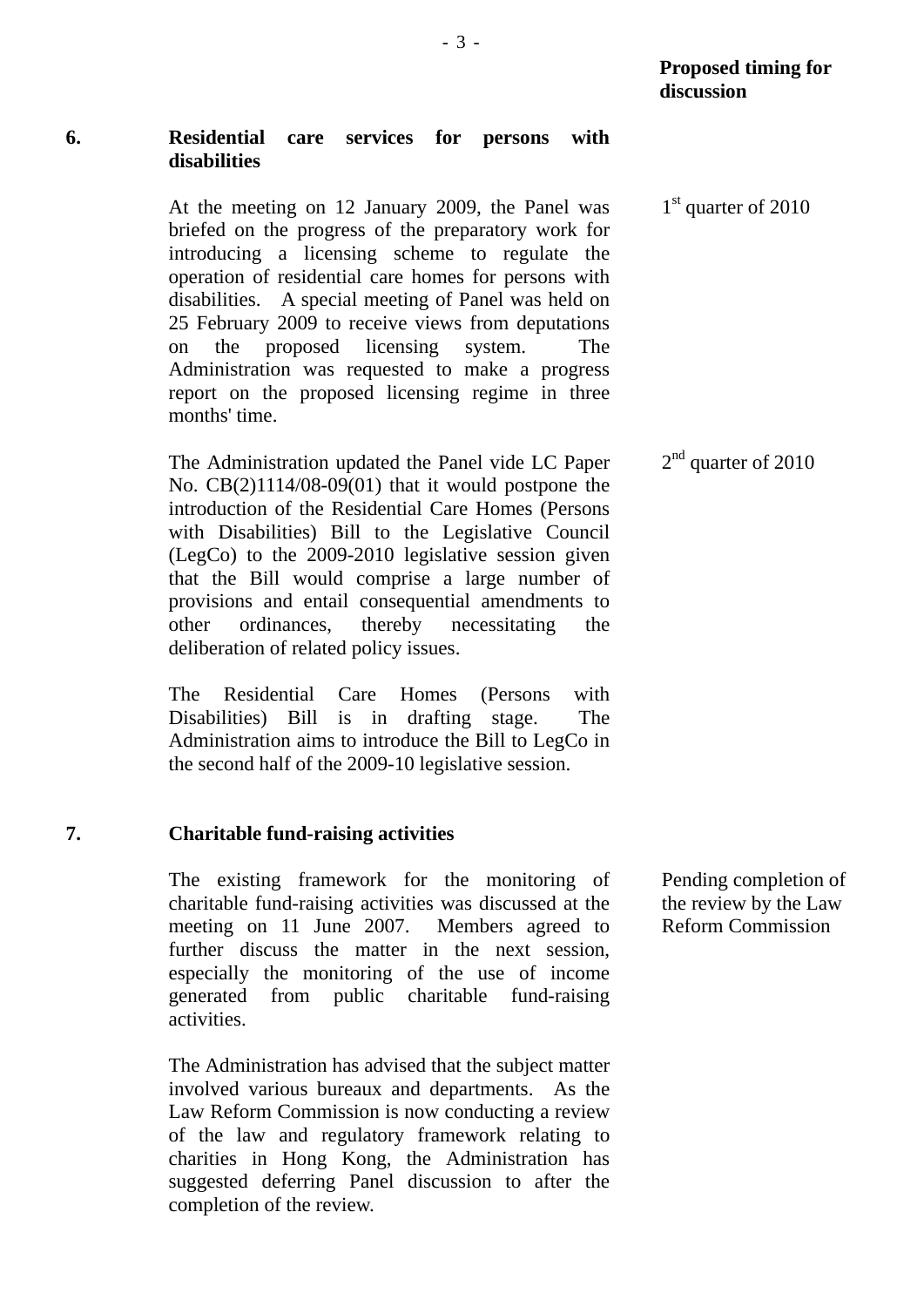| | | Proposed timing for discussion |
|---|---|---|
| **6.** | **Residential care services for persons with disabilities** | |
| | At the meeting on 12 January 2009, the Panel was briefed on the progress of the preparatory work for introducing a licensing scheme to regulate the operation of residential care homes for persons with disabilities. A special meeting of Panel was held on 25 February 2009 to receive views from deputations on the proposed licensing system. The Administration was requested to make a progress report on the proposed licensing regime in three months' time. | 1st quarter of 2010 |
| | The Administration updated the Panel vide LC Paper No. CB(2)1114/08-09(01) that it would postpone the introduction of the Residential Care Homes (Persons with Disabilities) Bill to the Legislative Council (LegCo) to the 2009-2010 legislative session given that the Bill would comprise a large number of provisions and entail consequential amendments to other ordinances, thereby necessitating the deliberation of related policy issues. | 2nd quarter of 2010 |
| | The Residential Care Homes (Persons with Disabilities) Bill is in drafting stage. The Administration aims to introduce the Bill to LegCo in the second half of the 2009-10 legislative session. | |
| **7.** | **Charitable fund-raising activities** | |
| | The existing framework for the monitoring of charitable fund-raising activities was discussed at the meeting on 11 June 2007. Members agreed to further discuss the matter in the next session, especially the monitoring of the use of income generated from public charitable fund-raising activities. | Pending completion of the review by the Law Reform Commission |
| | The Administration has advised that the subject matter involved various bureaux and departments. As the Law Reform Commission is now conducting a review of the law and regulatory framework relating to charities in Hong Kong, the Administration has suggested deferring Panel discussion to after the completion of the review. | |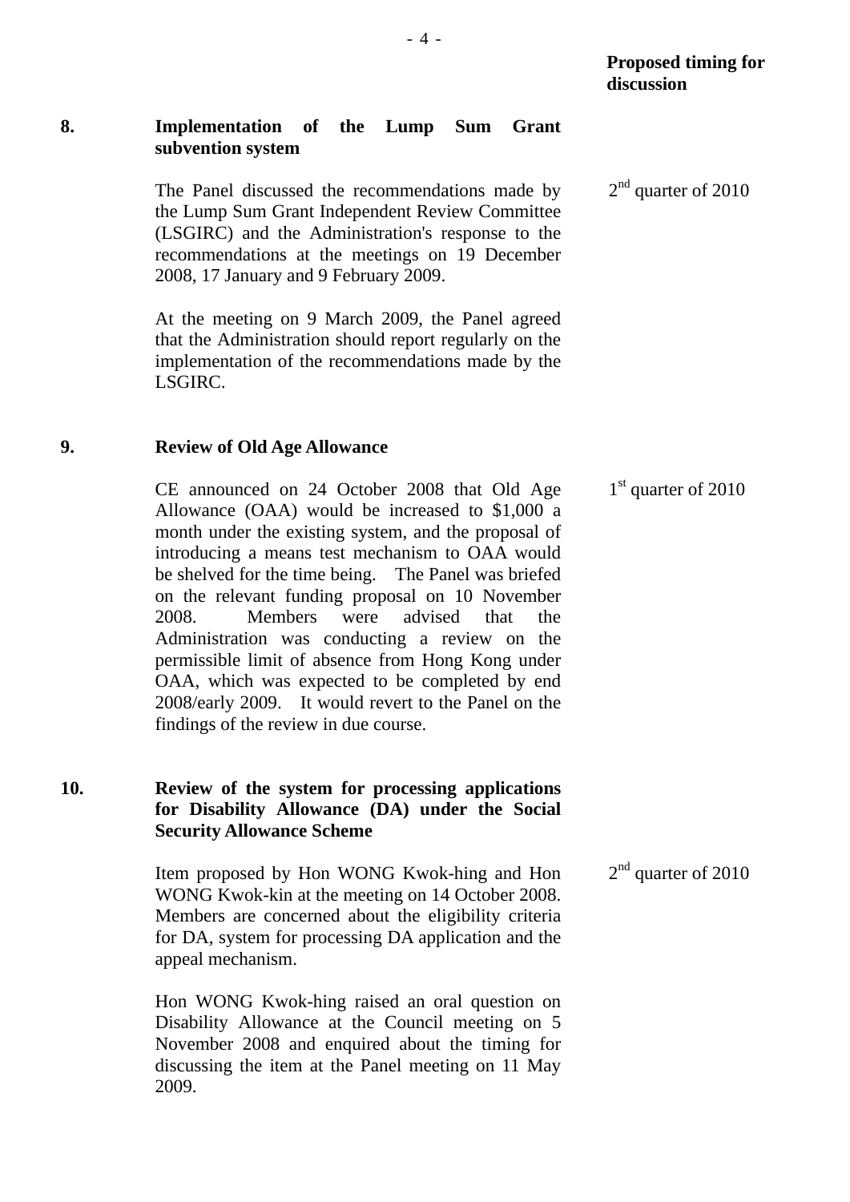| | | Proposed timing for discussion |
|---|---|---|
| **8.** | **Implementation of the Lump Sum Grant subvention system** | |
| | The Panel discussed the recommendations made by the Lump Sum Grant Independent Review Committee (LSGIRC) and the Administration's response to the recommendations at the meetings on 19 December 2008, 17 January and 9 February 2009.<br><br>At the meeting on 9 March 2009, the Panel agreed that the Administration should report regularly on the implementation of the recommendations made by the LSGIRC. | 2nd quarter of 2010 |
| **9.** | **Review of Old Age Allowance** | |
| | CE announced on 24 October 2008 that Old Age Allowance (OAA) would be increased to $1,000 a month under the existing system, and the proposal of introducing a means test mechanism to OAA would be shelved for the time being. The Panel was briefed on the relevant funding proposal on 10 November 2008. Members were advised that the Administration was conducting a review on the permissible limit of absence from Hong Kong under OAA, which was expected to be completed by end 2008/early 2009. It would revert to the Panel on the findings of the review in due course. | 1st quarter of 2010 |
| **10.** | **Review of the system for processing applications for Disability Allowance (DA) under the Social Security Allowance Scheme** | |
| | Item proposed by Hon WONG Kwok-hing and Hon WONG Kwok-kin at the meeting on 14 October 2008. Members are concerned about the eligibility criteria for DA, system for processing DA application and the appeal mechanism.<br><br>Hon WONG Kwok-hing raised an oral question on Disability Allowance at the Council meeting on 5 November 2008 and enquired about the timing for discussing the item at the Panel meeting on 11 May 2009. | 2nd quarter of 2010 |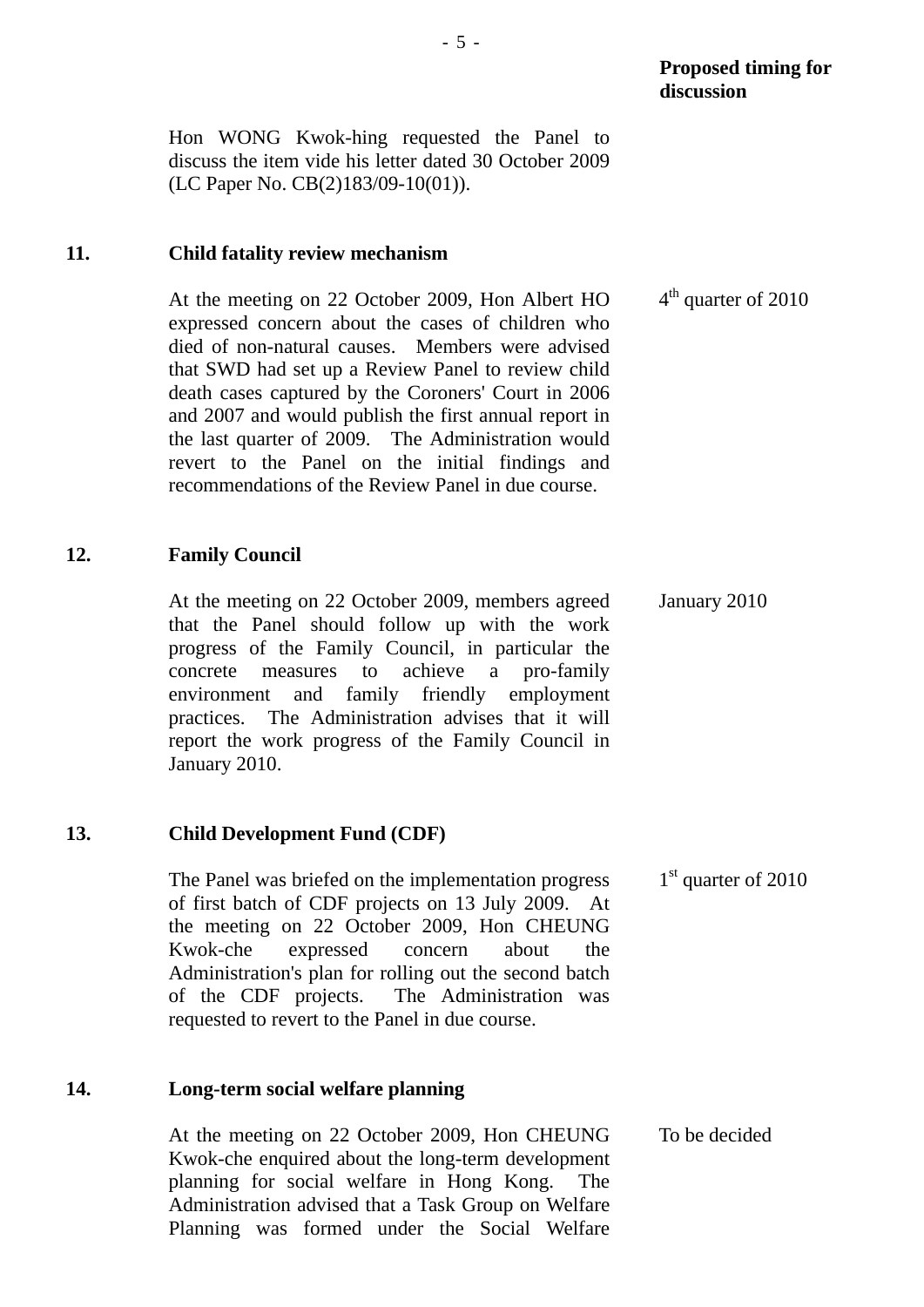**Proposed timing for discussion**

Hon WONG Kwok-hing requested the Panel to discuss the item vide his letter dated 30 October 2009 (LC Paper No. CB(2)183/09-10(01)).

**11. Child fatality review mechanism**

At the meeting on 22 October 2009, Hon Albert HO expressed concern about the cases of children who died of non-natural causes. Members were advised that SWD had set up a Review Panel to review child death cases captured by the Coroners' Court in 2006 and 2007 and would publish the first annual report in the last quarter of 2009. The Administration would revert to the Panel on the initial findings and recommendations of the Review Panel in due course.

*Proposed timing for discussion:* 4th quarter of 2010

**12. Family Council**

At the meeting on 22 October 2009, members agreed that the Panel should follow up with the work progress of the Family Council, in particular the concrete measures to achieve a pro-family environment and family friendly employment practices. The Administration advises that it will report the work progress of the Family Council in January 2010.

*Proposed timing for discussion:* January 2010

**13. Child Development Fund (CDF)**

The Panel was briefed on the implementation progress of first batch of CDF projects on 13 July 2009. At the meeting on 22 October 2009, Hon CHEUNG Kwok-che expressed concern about the Administration's plan for rolling out the second batch of the CDF projects. The Administration was requested to revert to the Panel in due course.

*Proposed timing for discussion:* 1st quarter of 2010

**14. Long-term social welfare planning**

At the meeting on 22 October 2009, Hon CHEUNG Kwok-che enquired about the long-term development planning for social welfare in Hong Kong. The Administration advised that a Task Group on Welfare Planning was formed under the Social Welfare

*Proposed timing for discussion:* To be decided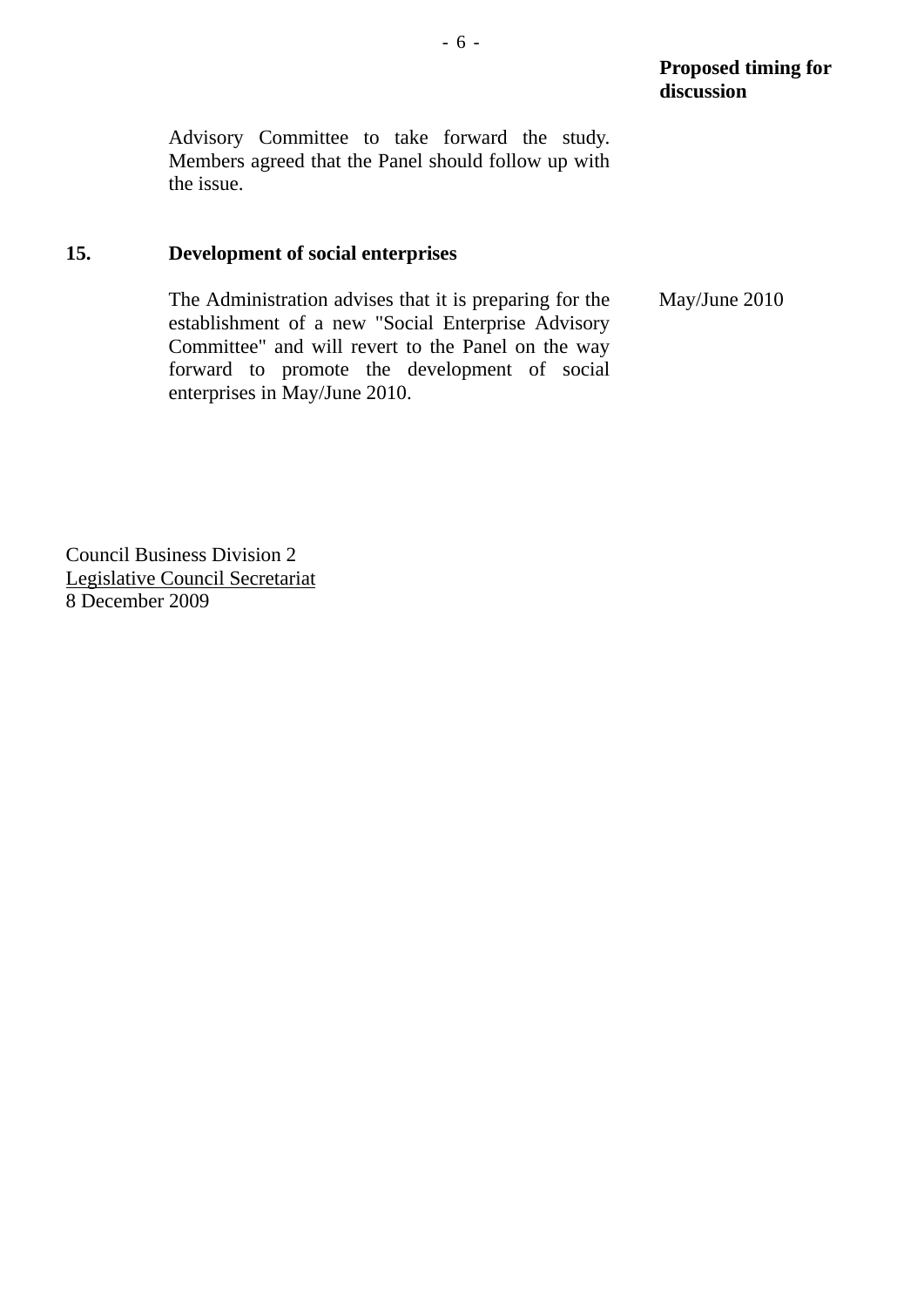**Proposed timing for discussion**

Advisory Committee to take forward the study. Members agreed that the Panel should follow up with the issue.

**15. Development of social enterprises**

The Administration advises that it is preparing for the establishment of a new "Social Enterprise Advisory Committee" and will revert to the Panel on the way forward to promote the development of social enterprises in May/June 2010. — May/June 2010

Council Business Division 2
Legislative Council Secretariat
8 December 2009